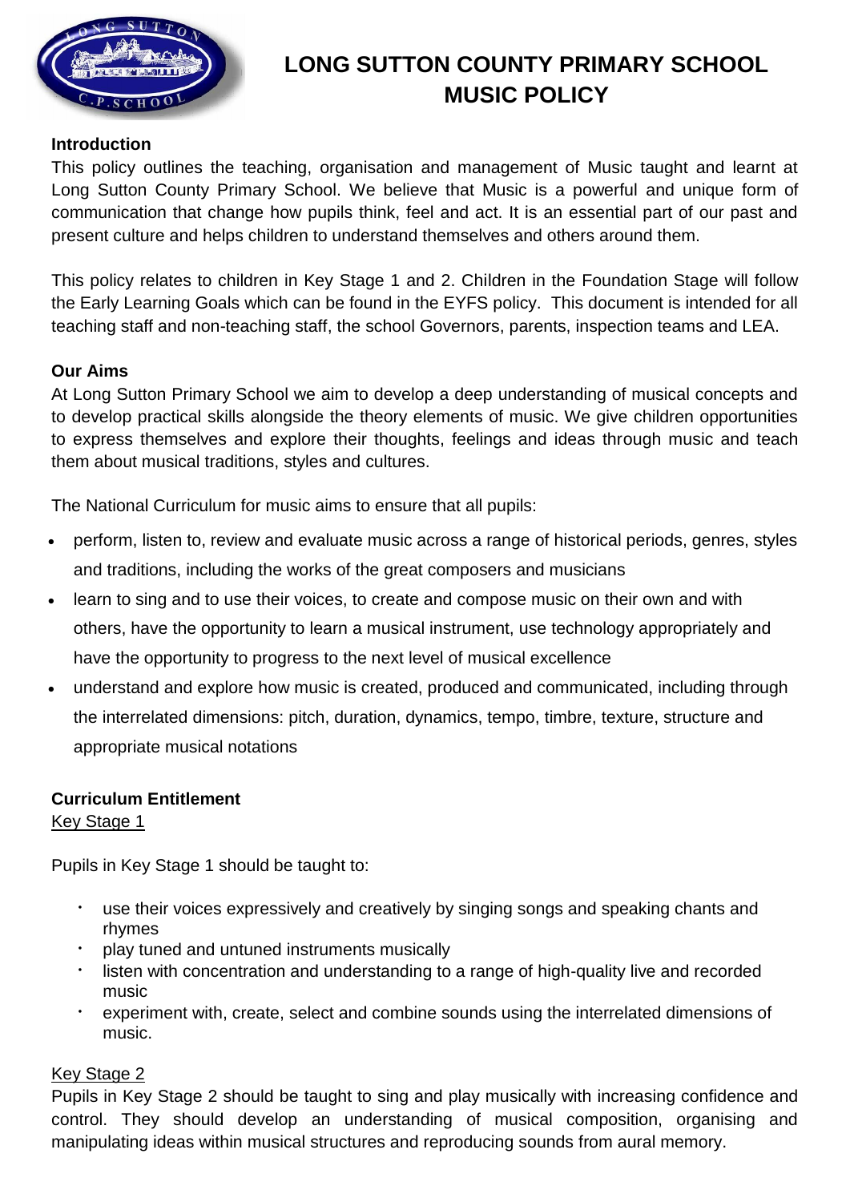# LONG SUTTON COUNTY PRIMARY SCHOOL MUSIC POLICY

**Introduction**

This policy outlines the teaching, organisation and management of Music taught and learnt at Long Sutton County Primary School. We believe that Music is a powerful and unique form of communication that change how pupils think, feel and act. It is an essential part of our past and present culture and helps children to understand themselves and others around them.

This policy relates to children in Key Stage 1 and 2. Children in the Foundation Stage will follow the Early Learning Goals which can be found in the EYFS policy. This document is intended for all teaching staff and non-teaching staff, the school Governors, parents, inspection teams and LEA.

**Our Aims**

At Long Sutton Primary School we aim to develop a deep understanding of musical concepts and to develop practical skills alongside the theory elements of music. We give children opportunities to express themselves and explore their thoughts, feelings and ideas through music and teach them about musical traditions, styles and cultures.

The National Curriculum for music aims to ensure that all pupils:

- perform, listen to, review and evaluate music across a range of historical periods, genres, styles and traditions, including the works of the great composers and musicians
- learn to sing and to use their voices, to create and compose music on their own and with others, have the opportunity to learn a musical instrument, use technology appropriately and have the opportunity to progress to the next level of musical excellence
- understand and explore how music is created, produced and communicated, including through the interrelated dimensions: pitch, duration, dynamics, tempo, timbre, texture, structure and appropriate musical notations

**Curriculum Entitlement**

<u>Key Stage 1</u>

Pupils in Key Stage 1 should be taught to:

- use their voices expressively and creatively by singing songs and speaking chants and rhymes
- play tuned and untuned instruments musically
- listen with concentration and understanding to a range of high-quality live and recorded music
- experiment with, create, select and combine sounds using the interrelated dimensions of music.

<u>Key Stage 2</u>

Pupils in Key Stage 2 should be taught to sing and play musically with increasing confidence and control. They should develop an understanding of musical composition, organising and manipulating ideas within musical structures and reproducing sounds from aural memory.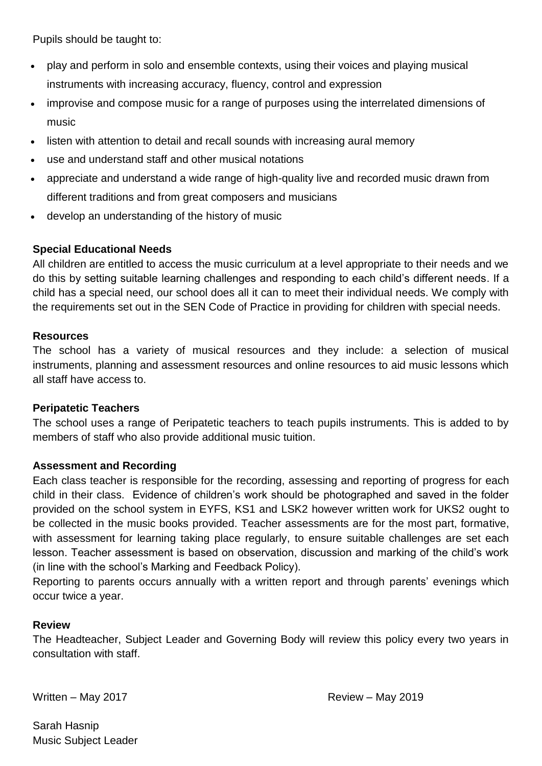Pupils should be taught to:

- play and perform in solo and ensemble contexts, using their voices and playing musical instruments with increasing accuracy, fluency, control and expression
- improvise and compose music for a range of purposes using the interrelated dimensions of music
- listen with attention to detail and recall sounds with increasing aural memory
- use and understand staff and other musical notations
- appreciate and understand a wide range of high-quality live and recorded music drawn from different traditions and from great composers and musicians
- develop an understanding of the history of music

**Special Educational Needs**

All children are entitled to access the music curriculum at a level appropriate to their needs and we do this by setting suitable learning challenges and responding to each child's different needs. If a child has a special need, our school does all it can to meet their individual needs. We comply with the requirements set out in the SEN Code of Practice in providing for children with special needs.

**Resources**

The school has a variety of musical resources and they include: a selection of musical instruments, planning and assessment resources and online resources to aid music lessons which all staff have access to.

**Peripatetic Teachers**

The school uses a range of Peripatetic teachers to teach pupils instruments. This is added to by members of staff who also provide additional music tuition.

**Assessment and Recording**

Each class teacher is responsible for the recording, assessing and reporting of progress for each child in their class. Evidence of children's work should be photographed and saved in the folder provided on the school system in EYFS, KS1 and LSK2 however written work for UKS2 ought to be collected in the music books provided. Teacher assessments are for the most part, formative, with assessment for learning taking place regularly, to ensure suitable challenges are set each lesson. Teacher assessment is based on observation, discussion and marking of the child's work (in line with the school's Marking and Feedback Policy).

Reporting to parents occurs annually with a written report and through parents' evenings which occur twice a year.

**Review**

The Headteacher, Subject Leader and Governing Body will review this policy every two years in consultation with staff.

Written – May 2017 Review – May 2019

Sarah Hasnip
Music Subject Leader